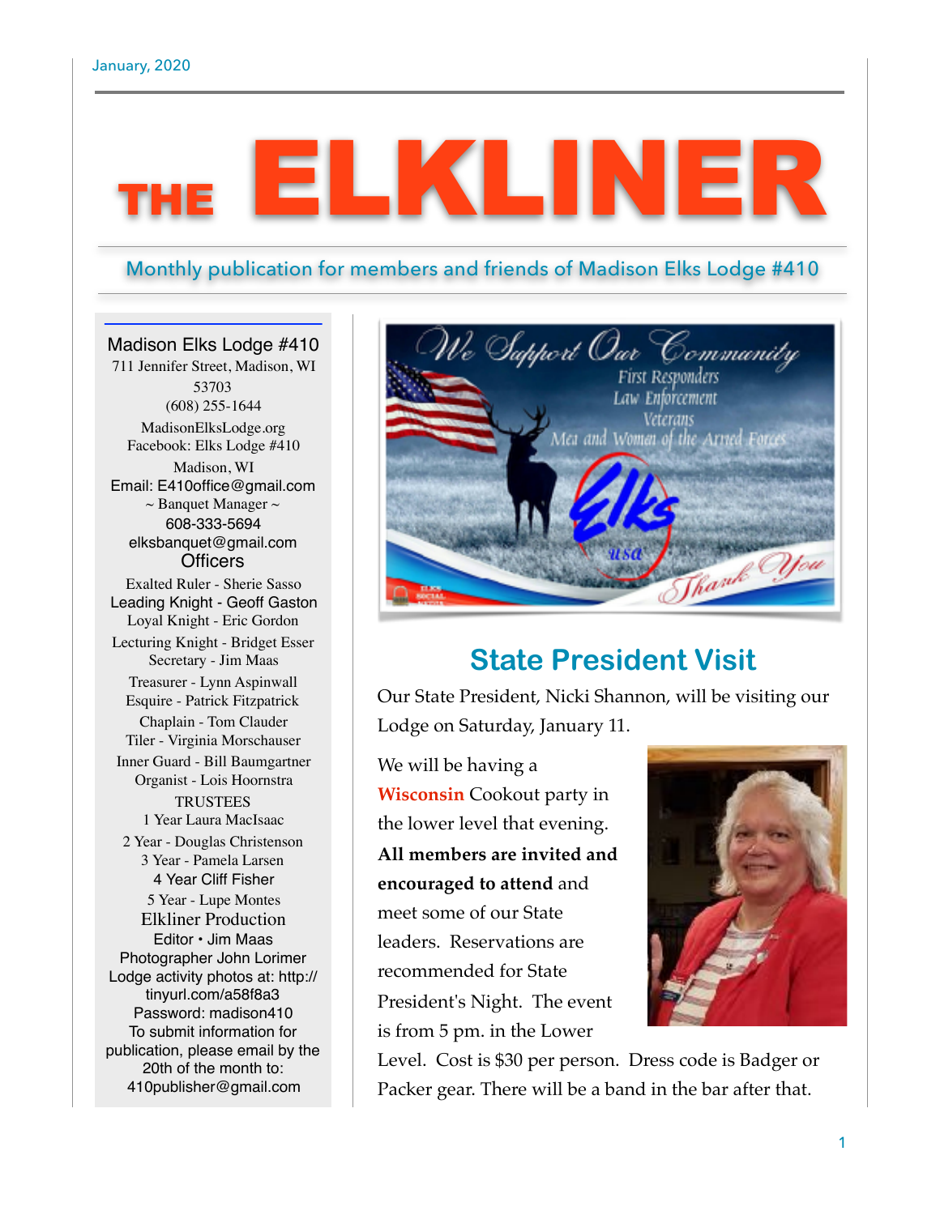January, 2020

# THE ELKLINER

Monthly publication for members and friends of Madison Elks Lodge #410

Madison Elks Lodge #410
711 Jennifer Street, Madison, WI 53703
(608) 255-1644
MadisonElksLodge.org
Facebook: Elks Lodge #410 Madison, WI
Email: E410office@gmail.com
~ Banquet Manager ~
608-333-5694
elksbanquet@gmail.com

**Officers**

Exalted Ruler - Sherie Sasso
Leading Knight - Geoff Gaston
Loyal Knight - Eric Gordon
Lecturing Knight - Bridget Esser
Secretary - Jim Maas
Treasurer - Lynn Aspinwall
Esquire - Patrick Fitzpatrick
Chaplain - Tom Clauder
Tiler - Virginia Morschauser
Inner Guard - Bill Baumgartner
Organist - Lois Hoornstra

TRUSTEES
1 Year Laura MacIsaac
2 Year - Douglas Christenson
3 Year - Pamela Larsen
4 Year Cliff Fisher
5 Year - Lupe Montes

**Elkliner Production**

Editor • Jim Maas
Photographer John Lorimer
Lodge activity photos at: http://tinyurl.com/a58f8a3
Password: madison410
To submit information for publication, please email by the 20th of the month to: 410publisher@gmail.com

We Support Our Community
First Responders
Law Enforcement
Veterans
Men and Women of the Armed Forces
Elks USA
Thank You

## State President Visit

Our State President, Nicki Shannon, will be visiting our Lodge on Saturday, January 11.

We will be having a **Wisconsin** Cookout party in the lower level that evening. **All members are invited and encouraged to attend** and meet some of our State leaders. Reservations are recommended for State President's Night. The event is from 5 pm. in the Lower Level. Cost is $30 per person. Dress code is Badger or Packer gear. There will be a band in the bar after that.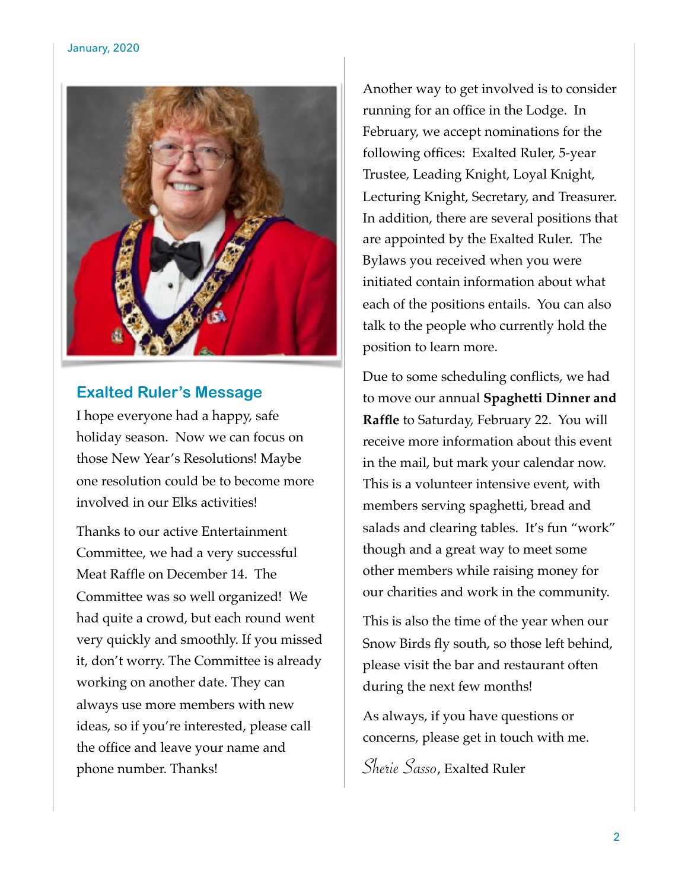## Exalted Ruler's Message

I hope everyone had a happy, safe holiday season. Now we can focus on those New Year's Resolutions! Maybe one resolution could be to become more involved in our Elks activities!

Thanks to our active Entertainment Committee, we had a very successful Meat Raffle on December 14. The Committee was so well organized! We had quite a crowd, but each round went very quickly and smoothly. If you missed it, don't worry. The Committee is already working on another date. They can always use more members with new ideas, so if you're interested, please call the office and leave your name and phone number. Thanks!

Another way to get involved is to consider running for an office in the Lodge. In February, we accept nominations for the following offices: Exalted Ruler, 5-year Trustee, Leading Knight, Loyal Knight, Lecturing Knight, Secretary, and Treasurer. In addition, there are several positions that are appointed by the Exalted Ruler. The Bylaws you received when you were initiated contain information about what each of the positions entails. You can also talk to the people who currently hold the position to learn more.

Due to some scheduling conflicts, we had to move our annual **Spaghetti Dinner and Raffle** to Saturday, February 22. You will receive more information about this event in the mail, but mark your calendar now. This is a volunteer intensive event, with members serving spaghetti, bread and salads and clearing tables. It's fun "work" though and a great way to meet some other members while raising money for our charities and work in the community.

This is also the time of the year when our Snow Birds fly south, so those left behind, please visit the bar and restaurant often during the next few months!

As always, if you have questions or concerns, please get in touch with me.

*Sherie Sasso*, Exalted Ruler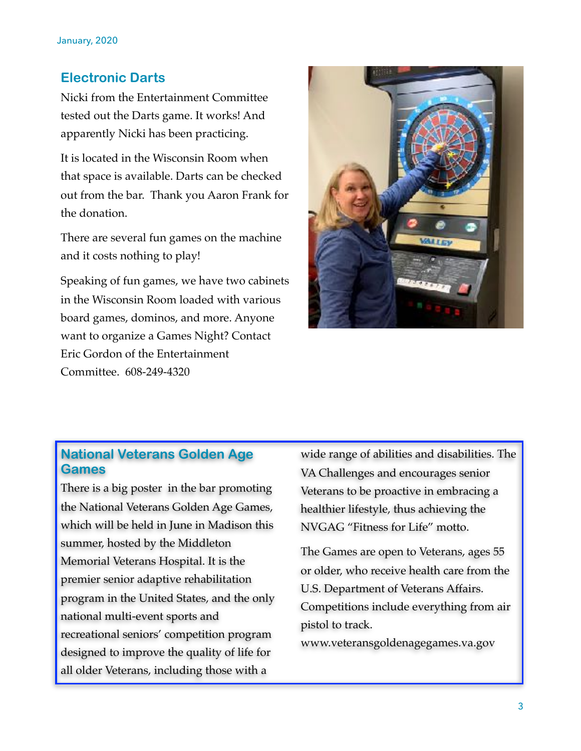## Electronic Darts

Nicki from the Entertainment Committee tested out the Darts game. It works! And apparently Nicki has been practicing.

It is located in the Wisconsin Room when that space is available. Darts can be checked out from the bar.  Thank you Aaron Frank for the donation.

There are several fun games on the machine and it costs nothing to play!

Speaking of fun games, we have two cabinets in the Wisconsin Room loaded with various board games, dominos, and more. Anyone want to organize a Games Night? Contact Eric Gordon of the Entertainment Committee.  608-249-4320

## National Veterans Golden Age Games

There is a big poster  in the bar promoting the National Veterans Golden Age Games, which will be held in June in Madison this summer, hosted by the Middleton Memorial Veterans Hospital. It is the premier senior adaptive rehabilitation program in the United States, and the only national multi-event sports and recreational seniors' competition program designed to improve the quality of life for all older Veterans, including those with a wide range of abilities and disabilities. The VA Challenges and encourages senior Veterans to be proactive in embracing a healthier lifestyle, thus achieving the NVGAG "Fitness for Life" motto.

The Games are open to Veterans, ages 55 or older, who receive health care from the U.S. Department of Veterans Affairs. Competitions include everything from air pistol to track.
www.veteransgoldenagegames.va.gov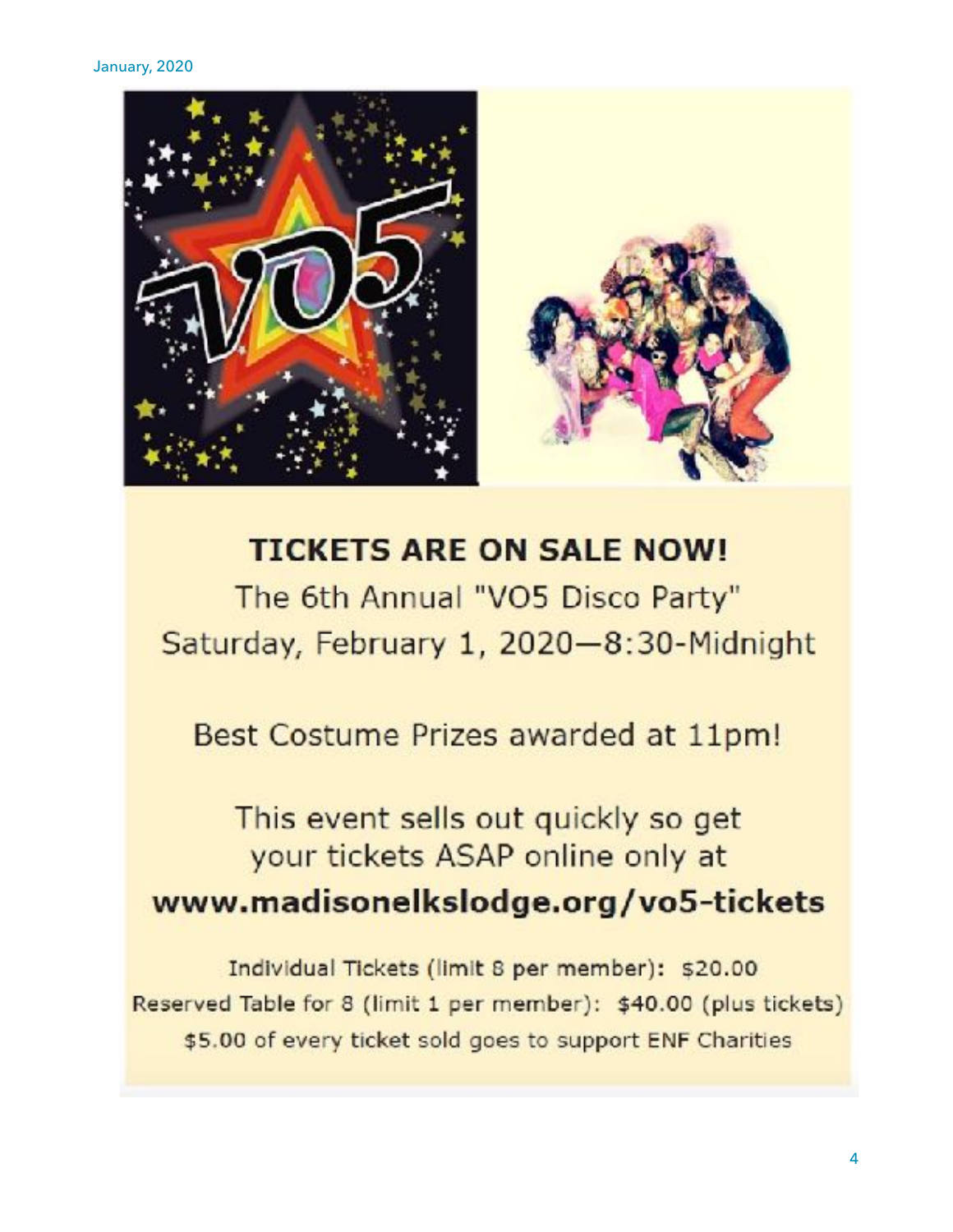**TICKETS ARE ON SALE NOW!**

The 6th Annual "VO5 Disco Party"

Saturday, February 1, 2020—8:30-Midnight

Best Costume Prizes awarded at 11pm!

This event sells out quickly so get your tickets ASAP online only at

**www.madisonelkslodge.org/vo5-tickets**

Individual Tickets (limit 8 per member): $20.00

Reserved Table for 8 (limit 1 per member): $40.00 (plus tickets)

$5.00 of every ticket sold goes to support ENF Charities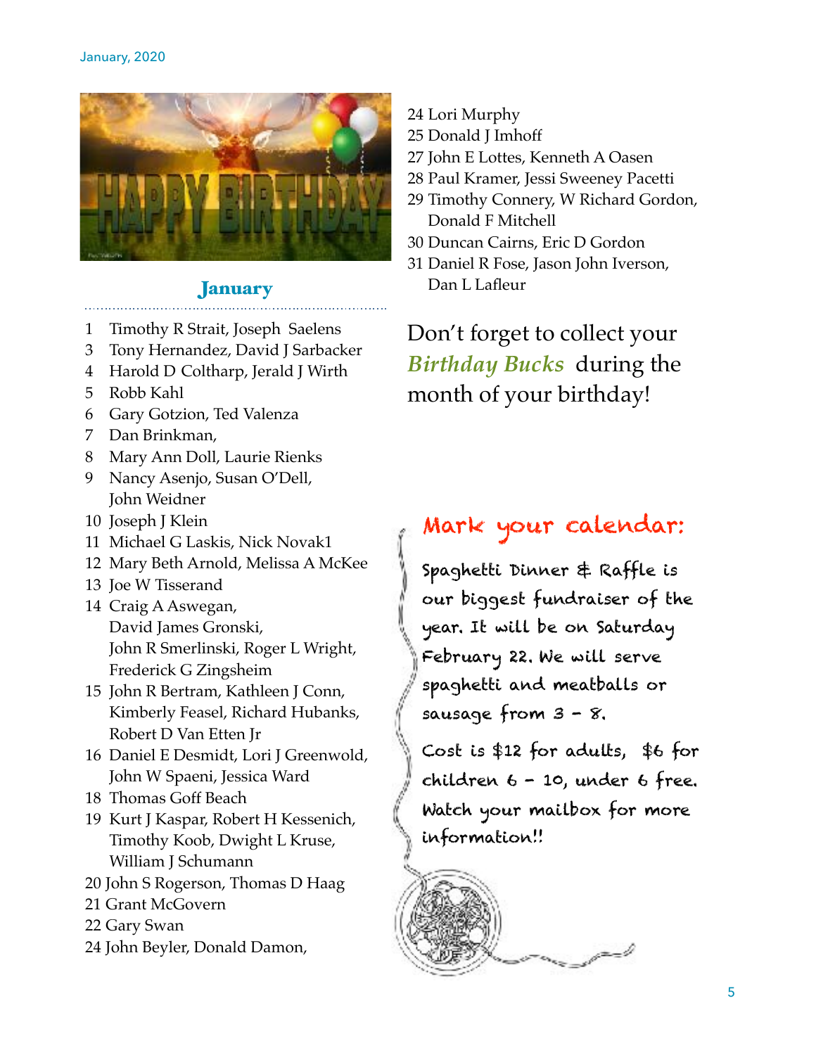## January

1 Timothy R Strait, Joseph Saelens
3 Tony Hernandez, David J Sarbacker
4 Harold D Coltharp, Jerald J Wirth
5 Robb Kahl
6 Gary Gotzion, Ted Valenza
7 Dan Brinkman,
8 Mary Ann Doll, Laurie Rienks
9 Nancy Asenjo, Susan O'Dell, John Weidner
10 Joseph J Klein
11 Michael G Laskis, Nick Novak1
12 Mary Beth Arnold, Melissa A McKee
13 Joe W Tisserand
14 Craig A Aswegan, David James Gronski, John R Smerlinski, Roger L Wright, Frederick G Zingsheim
15 John R Bertram, Kathleen J Conn, Kimberly Feasel, Richard Hubanks, Robert D Van Etten Jr
16 Daniel E Desmidt, Lori J Greenwold, John W Spaeni, Jessica Ward
18 Thomas Goff Beach
19 Kurt J Kaspar, Robert H Kessenich, Timothy Koob, Dwight L Kruse, William J Schumann
20 John S Rogerson, Thomas D Haag
21 Grant McGovern
22 Gary Swan
24 John Beyler, Donald Damon,
24 Lori Murphy
25 Donald J Imhoff
27 John E Lottes, Kenneth A Oasen
28 Paul Kramer, Jessi Sweeney Pacetti
29 Timothy Connery, W Richard Gordon, Donald F Mitchell
30 Duncan Cairns, Eric D Gordon
31 Daniel R Fose, Jason John Iverson, Dan L Lafleur

Don't forget to collect your *Birthday Bucks* during the month of your birthday!

## Mark your calendar:

Spaghetti Dinner & Raffle is our biggest fundraiser of the year. It will be on Saturday February 22. We will serve spaghetti and meatballs or sausage from 3 - 8.

Cost is $12 for adults, $6 for children 6 - 10, under 6 free. Watch your mailbox for more information!!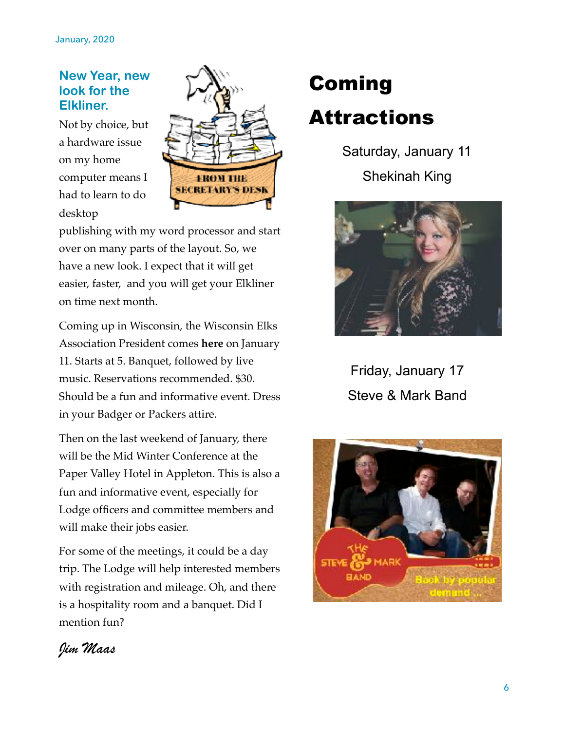## New Year, new look for the Elkliner.

Not by choice, but a hardware issue on my home computer means I had to learn to do desktop publishing with my word processor and start over on many parts of the layout. So, we have a new look. I expect that it will get easier, faster, and you will get your Elkliner on time next month.

Coming up in Wisconsin, the Wisconsin Elks Association President comes **here** on January 11. Starts at 5. Banquet, followed by live music. Reservations recommended. $30. Should be a fun and informative event. Dress in your Badger or Packers attire.

Then on the last weekend of January, there will be the Mid Winter Conference at the Paper Valley Hotel in Appleton. This is also a fun and informative event, especially for Lodge officers and committee members and will make their jobs easier.

For some of the meetings, it could be a day trip. The Lodge will help interested members with registration and mileage. Oh, and there is a hospitality room and a banquet. Did I mention fun?

*Jim Maas*

# Coming Attractions

Saturday, January 11

Shekinah King

Friday, January 17

Steve & Mark Band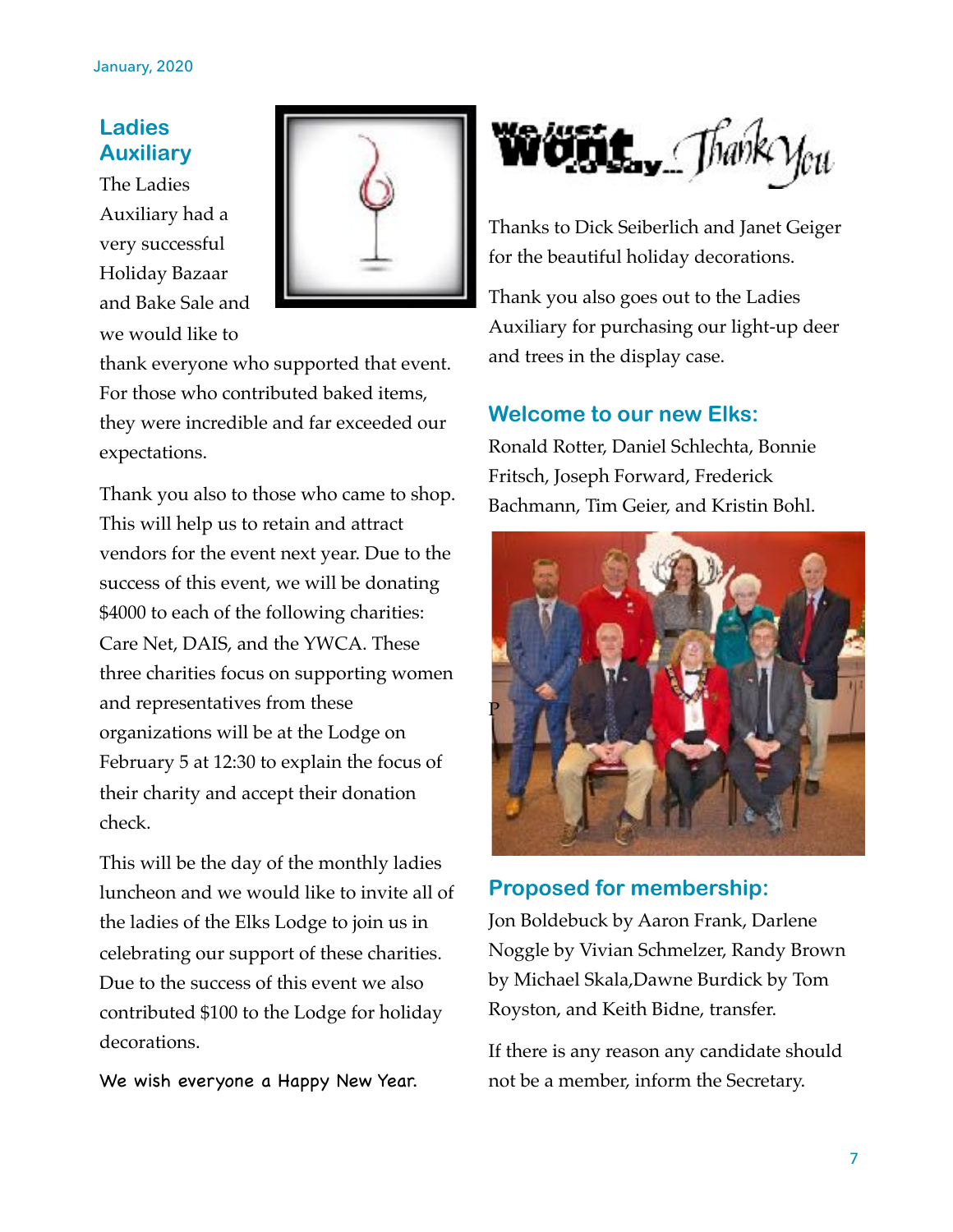## Ladies Auxiliary

The Ladies Auxiliary had a very successful Holiday Bazaar and Bake Sale and we would like to thank everyone who supported that event. For those who contributed baked items, they were incredible and far exceeded our expectations.

Thank you also to those who came to shop. This will help us to retain and attract vendors for the event next year. Due to the success of this event, we will be donating $4000 to each of the following charities: Care Net, DAIS, and the YWCA. These three charities focus on supporting women and representatives from these organizations will be at the Lodge on February 5 at 12:30 to explain the focus of their charity and accept their donation check.

This will be the day of the monthly ladies luncheon and we would like to invite all of the ladies of the Elks Lodge to join us in celebrating our support of these charities. Due to the success of this event we also contributed $100 to the Lodge for holiday decorations.

We wish everyone a Happy New Year.

We just want to say... Thank You

Thanks to Dick Seiberlich and Janet Geiger for the beautiful holiday decorations.

Thank you also goes out to the Ladies Auxiliary for purchasing our light-up deer and trees in the display case.

## Welcome to our new Elks:

Ronald Rotter, Daniel Schlechta, Bonnie Fritsch, Joseph Forward, Frederick Bachmann, Tim Geier, and Kristin Bohl.

## Proposed for membership:

Jon Boldebuck by Aaron Frank, Darlene Noggle by Vivian Schmelzer, Randy Brown by Michael Skala,Dawne Burdick by Tom Royston, and Keith Bidne, transfer.

If there is any reason any candidate should not be a member, inform the Secretary.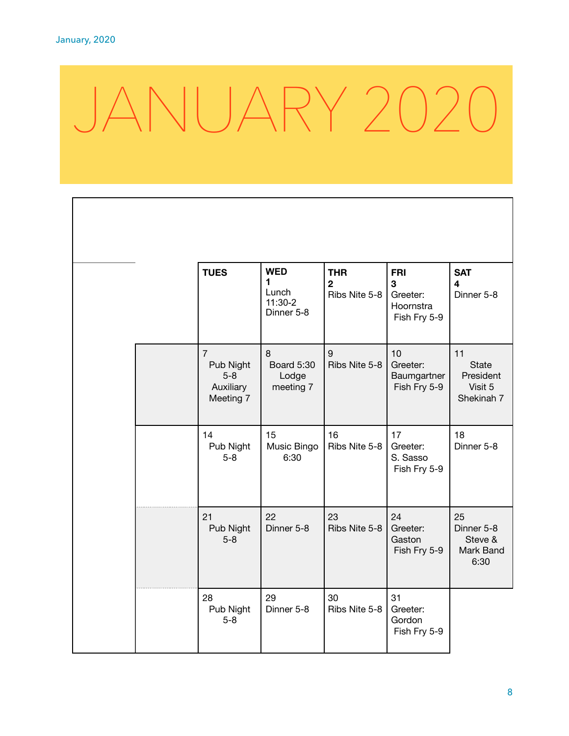# JANUARY 2020

| | | TUES | WED | THR | FRI | SAT |
|---|---|---|---|---|---|---|
| | | | **1** Lunch 11:30-2 Dinner 5-8 | **2** Ribs Nite 5-8 | **3** Greeter: Hoornstra Fish Fry 5-9 | **4** Dinner 5-8 |
| | | 7 Pub Night 5-8 Auxiliary Meeting 7 | 8 Board 5:30 Lodge meeting 7 | 9 Ribs Nite 5-8 | 10 Greeter: Baumgartner Fish Fry 5-9 | 11 State President Visit 5 Shekinah 7 |
| | | 14 Pub Night 5-8 | 15 Music Bingo 6:30 | 16 Ribs Nite 5-8 | 17 Greeter: S. Sasso Fish Fry 5-9 | 18 Dinner 5-8 |
| | | 21 Pub Night 5-8 | 22 Dinner 5-8 | 23 Ribs Nite 5-8 | 24 Greeter: Gaston Fish Fry 5-9 | 25 Dinner 5-8 Steve & Mark Band 6:30 |
| | | 28 Pub Night 5-8 | 29 Dinner 5-8 | 30 Ribs Nite 5-8 | 31 Greeter: Gordon Fish Fry 5-9 | |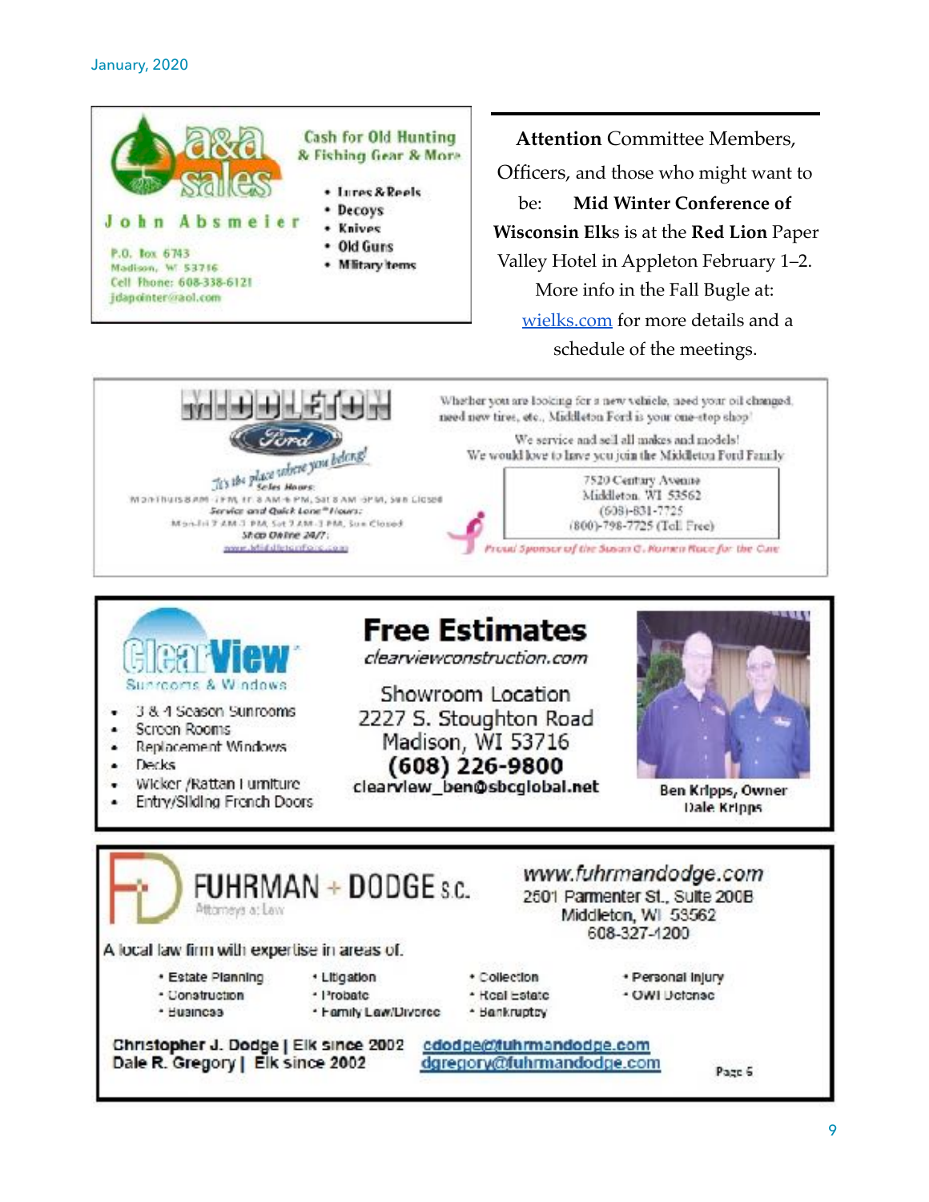**a&a sales**

John Absmeier

P.O. Box 6743
Madison, WI 53716
Cell Phone: 608-338-6121
jdapointer@aol.com

Cash for Old Hunting & Fishing Gear & More

- Lures & Reels
- Decoys
- Knives
- Old Guns
- Military Items

---

**Attention** Committee Members, Officers, and those who might want to be: **Mid Winter Conference of Wisconsin Elks** is at the **Red Lion** Paper Valley Hotel in Appleton February 1–2. More info in the Fall Bugle at: [wielks.com](http://wielks.com) for more details and a schedule of the meetings.

---

**MIDDLETON Ford**

*It's the place where you belong!*

Sales Hours:
Mon-Thurs 8 AM - 7 PM, Fri 8 AM - 6 PM, Sat 8 AM - 5 PM, Sun Closed

Service and Quick Lane® Hours:
Mon-Fri 7 AM - 7 PM, Sat 7 AM - 3 PM, Sun Closed

Shop Online 24/7:
www.MiddletonFord.com

Whether you are looking for a new vehicle, need your oil changed, need new tires, etc., Middleton Ford is your one-stop shop!

We service and sell all makes and models!
We would love to have you join the Middleton Ford Family

7520 Century Avenue
Middleton, WI 53562
(608)-831-7725
(800)-798-7725 (Toll Free)

*Proud Sponsor of the Susan G. Komen Race for the Cure*

---

**ClearView** Sunrooms & Windows

- 3 & 4 Season Sunrooms
- Screen Rooms
- Replacement Windows
- Decks
- Wicker /Rattan Furniture
- Entry/Sliding French Doors

**Free Estimates**

*clearviewconstruction.com*

Showroom Location
2227 S. Stoughton Road
Madison, WI 53716
**(608) 226-9800**
**clearview_ben@sbcglobal.net**

Ben Kripps, Owner
Dale Kripps

---

**FUHRMAN + DODGE S.C.**
Attorneys at Law

*www.fuhrmandodge.com*
2501 Parmenter St., Suite 200B
Middleton, WI 53562
608-327-4200

A local law firm with expertise in areas of:

- Estate Planning
- Construction
- Business
- Litigation
- Probate
- Family Law/Divorce
- Collection
- Real Estate
- Bankruptcy
- Personal Injury
- OWI Defense

Christopher J. Dodge | Elk since 2002 cdodge@fuhrmandodge.com
Dale R. Gregory | Elk since 2002 dgregory@fuhrmandodge.com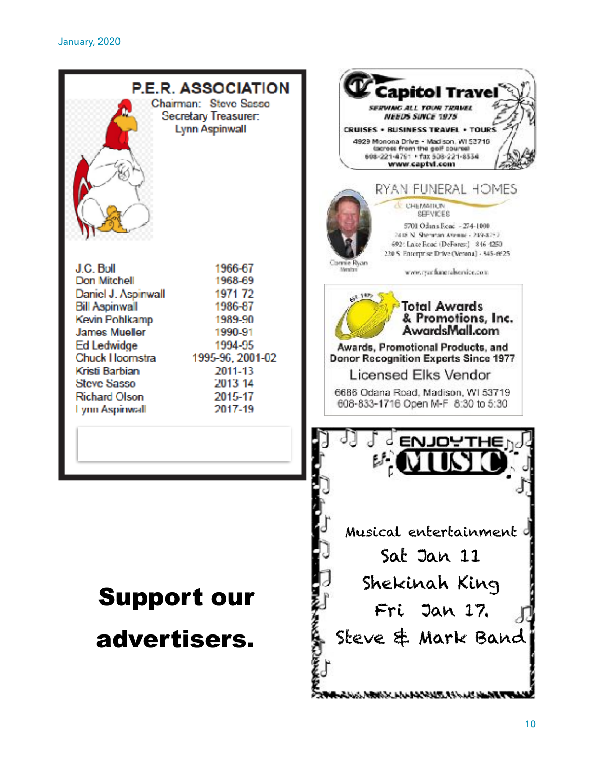## P.E.R. ASSOCIATION

Chairman: Steve Sasso
Secretary Treasurer: Lynn Aspinwall

| | |
|---|---|
| J.C. Bull | 1966-67 |
| Don Mitchell | 1968-69 |
| Daniel J. Aspinwall | 1971 72 |
| Bill Aspinwall | 1986-87 |
| Kevin Pohlkamp | 1989-90 |
| James Mueller | 1990-91 |
| Ed Ledwidge | 1994-95 |
| Chuck Hoomstra | 1995-96, 2001-02 |
| Kristi Barbian | 2011-13 |
| Steve Sasso | 2013 14 |
| Richard Olson | 2015-17 |
| Lynn Aspinwall | 2017-19 |

**Capitol Travel**

SERVING ALL YOUR TRAVEL NEEDS SINCE 1975

CRUISES • BUSINESS TRAVEL • TOURS

4929 Monona Drive - Madison, WI 53716 (across from the golf course)
608-221-4751 • fax 608-221-8534
www.captvl.com

**RYAN FUNERAL HOMES**
& CREMATION SERVICES

5701 Odana Road - 274-1000
2418 N. Sherman Avenue - 249-8257
6021 Lake Road (DeForest) - 846-4250
220 S. Enterprise Drive (Verona) - 845-6625

Connie Ryan
Member

www.ryanfuneralservice.com

**Total Awards & Promotions, Inc.**
**AwardsMall.com**

Est. 1977

Awards, Promotional Products, and Donor Recognition Experts Since 1977

Licensed Elks Vendor

6686 Odana Road, Madison, WI 53719
608-833-1716 Open M-F 8:30 to 5:30

# Support our advertisers.

**ENJOY THE MUSIC**

Musical entertainment

Sat Jan 11
Shekinah King

Fri Jan 17.
Steve & Mark Band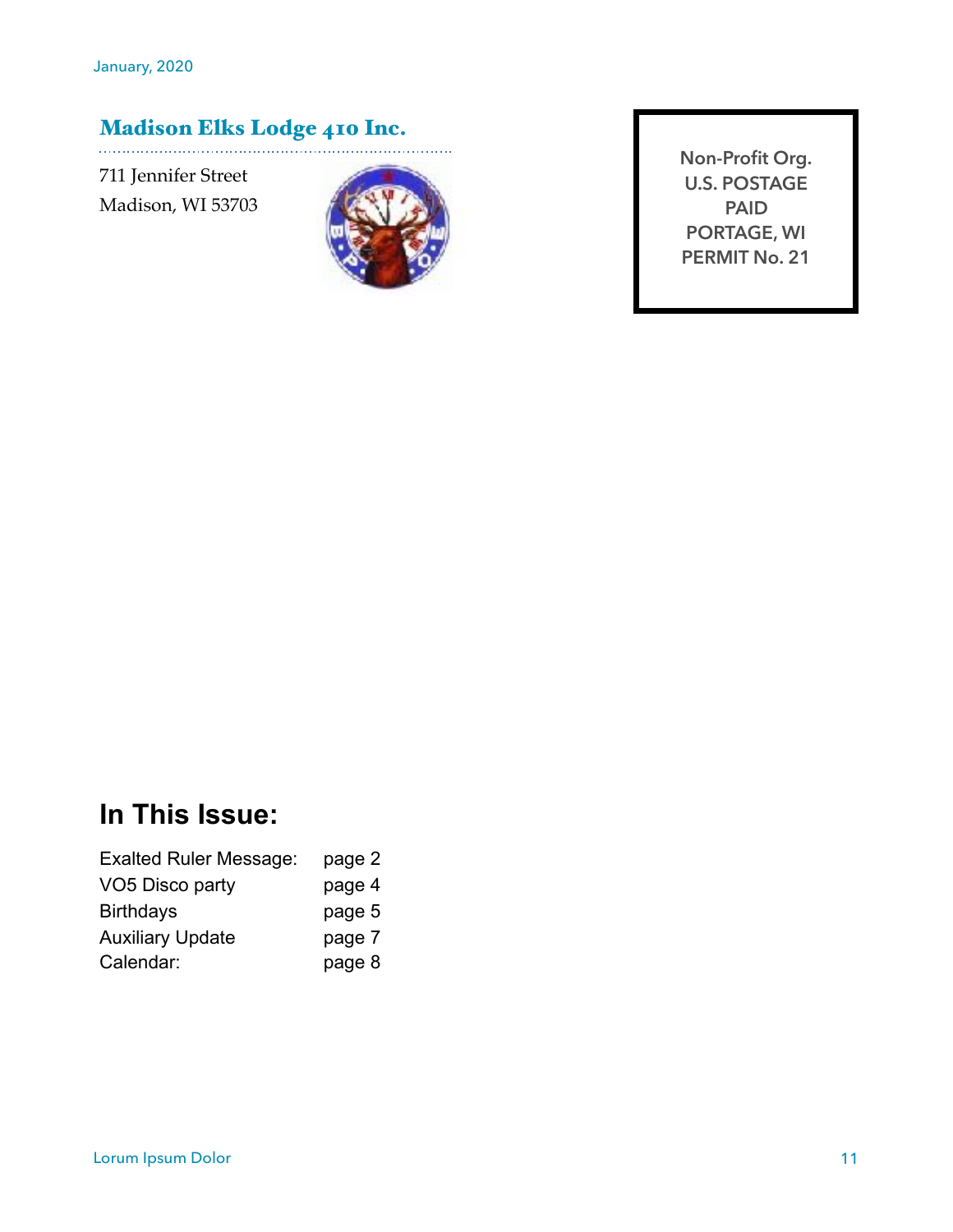January, 2020

## Madison Elks Lodge 410 Inc.

711 Jennifer Street
Madison, WI 53703

Non-Profit Org.
U.S. POSTAGE
PAID
PORTAGE, WI
PERMIT No. 21

# In This Issue:

| | |
|---|---|
| Exalted Ruler Message: | page 2 |
| VO5 Disco party | page 4 |
| Birthdays | page 5 |
| Auxiliary Update | page 7 |
| Calendar: | page 8 |

Lorum Ipsum Dolor